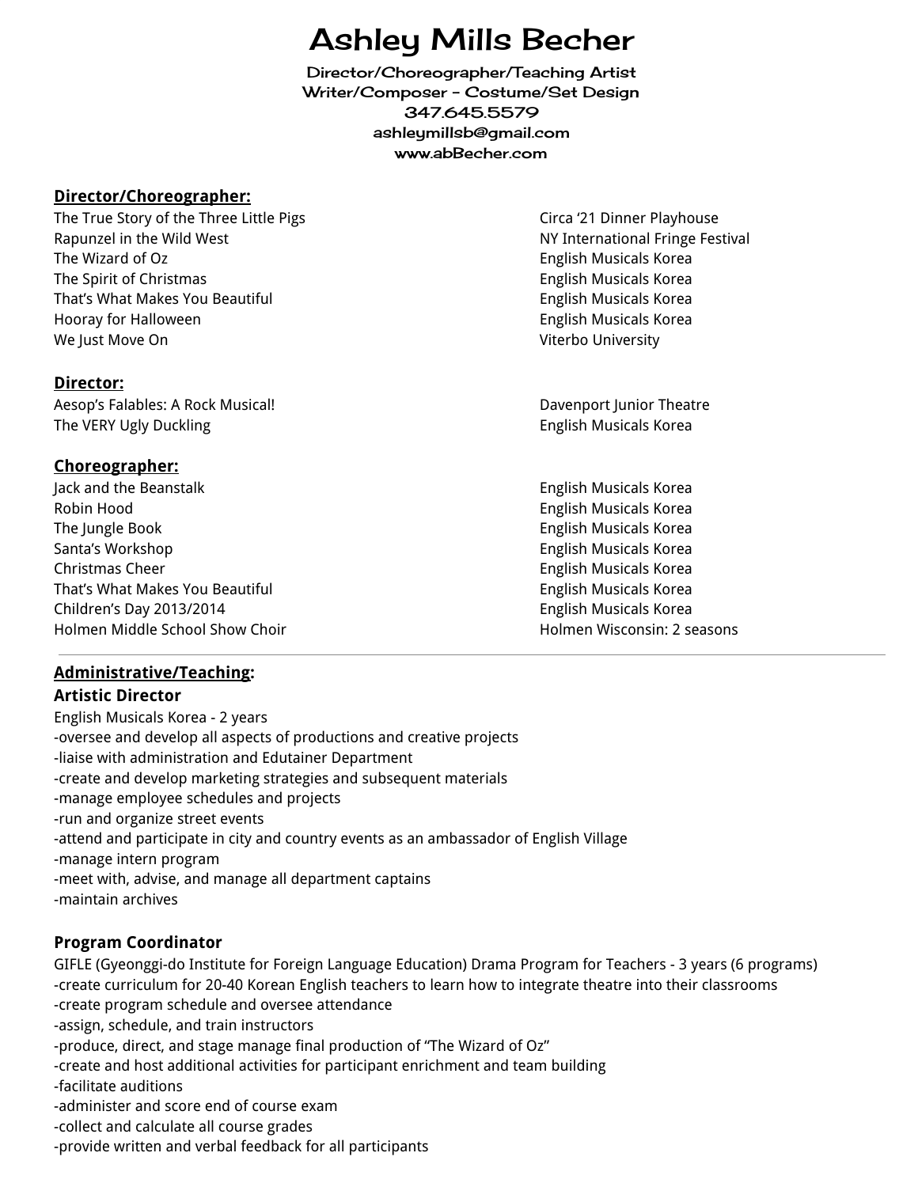# Ashley Mills Becher

**Director/Choreographer/Teaching Artist**
**Writer/Composer - Costume/Set Design**
**347.645.5579**
**ashleymillsb@gmail.com**
**www.abBecher.com**

## Director/Choreographer:

| | |
|---|---|
| The True Story of the Three Little Pigs | Circa '21 Dinner Playhouse |
| Rapunzel in the Wild West | NY International Fringe Festival |
| The Wizard of Oz | English Musicals Korea |
| The Spirit of Christmas | English Musicals Korea |
| That's What Makes You Beautiful | English Musicals Korea |
| Hooray for Halloween | English Musicals Korea |
| We Just Move On | Viterbo University |

## Director:

| | |
|---|---|
| Aesop's Falables: A Rock Musical! | Davenport Junior Theatre |
| The VERY Ugly Duckling | English Musicals Korea |

## Choreographer:

| | |
|---|---|
| Jack and the Beanstalk | English Musicals Korea |
| Robin Hood | English Musicals Korea |
| The Jungle Book | English Musicals Korea |
| Santa's Workshop | English Musicals Korea |
| Christmas Cheer | English Musicals Korea |
| That's What Makes You Beautiful | English Musicals Korea |
| Children's Day 2013/2014 | English Musicals Korea |
| Holmen Middle School Show Choir | Holmen Wisconsin: 2 seasons |

---

## Administrative/Teaching:

### Artistic Director

English Musicals Korea - 2 years

- oversee and develop all aspects of productions and creative projects
- liaise with administration and Edutainer Department
- create and develop marketing strategies and subsequent materials
- manage employee schedules and projects
- run and organize street events
- attend and participate in city and country events as an ambassador of English Village
- manage intern program
- meet with, advise, and manage all department captains
- maintain archives

### Program Coordinator

GIFLE (Gyeonggi-do Institute for Foreign Language Education) Drama Program for Teachers - 3 years (6 programs)

- create curriculum for 20-40 Korean English teachers to learn how to integrate theatre into their classrooms
- create program schedule and oversee attendance
- assign, schedule, and train instructors
- produce, direct, and stage manage final production of "The Wizard of Oz"
- create and host additional activities for participant enrichment and team building
- facilitate auditions
- administer and score end of course exam
- collect and calculate all course grades
- provide written and verbal feedback for all participants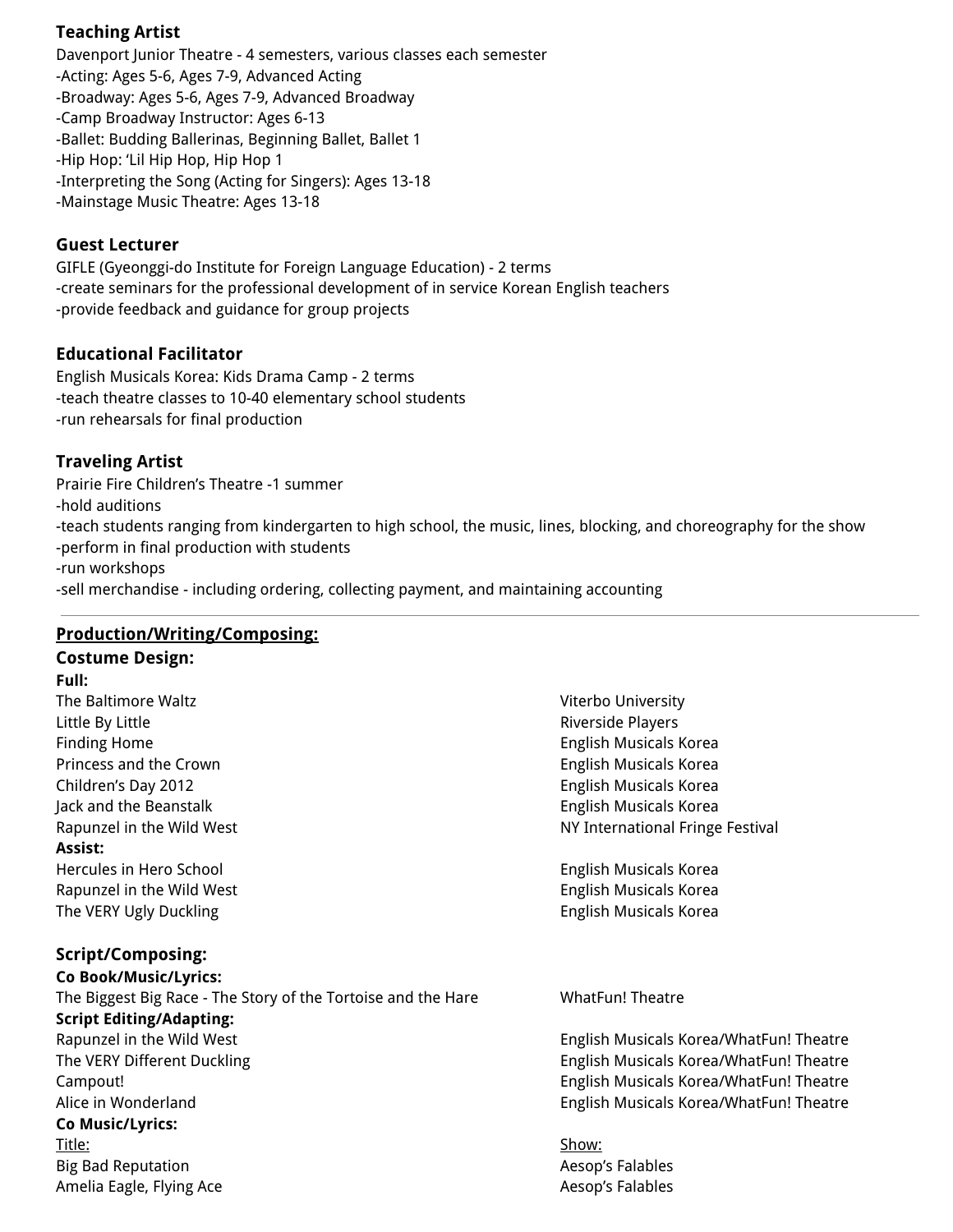### Teaching Artist

Davenport Junior Theatre - 4 semesters, various classes each semester

- -Acting: Ages 5-6, Ages 7-9, Advanced Acting
- -Broadway: Ages 5-6, Ages 7-9, Advanced Broadway
- -Camp Broadway Instructor: Ages 6-13
- -Ballet: Budding Ballerinas, Beginning Ballet, Ballet 1
- -Hip Hop: 'Lil Hip Hop, Hip Hop 1
- -Interpreting the Song (Acting for Singers): Ages 13-18
- -Mainstage Music Theatre: Ages 13-18

### Guest Lecturer

GIFLE (Gyeonggi-do Institute for Foreign Language Education) - 2 terms

- -create seminars for the professional development of in service Korean English teachers
- -provide feedback and guidance for group projects

### Educational Facilitator

English Musicals Korea: Kids Drama Camp - 2 terms

- -teach theatre classes to 10-40 elementary school students
- -run rehearsals for final production

### Traveling Artist

Prairie Fire Children's Theatre -1 summer

- -hold auditions
- -teach students ranging from kindergarten to high school, the music, lines, blocking, and choreography for the show
- -perform in final production with students
- -run workshops
- -sell merchandise - including ordering, collecting payment, and maintaining accounting

---

## <u>Production/Writing/Composing:</u>

### Costume Design:

**Full:**

| | |
|---|---|
| The Baltimore Waltz | Viterbo University |
| Little By Little | Riverside Players |
| Finding Home | English Musicals Korea |
| Princess and the Crown | English Musicals Korea |
| Children's Day 2012 | English Musicals Korea |
| Jack and the Beanstalk | English Musicals Korea |
| Rapunzel in the Wild West | NY International Fringe Festival |

**Assist:**

| | |
|---|---|
| Hercules in Hero School | English Musicals Korea |
| Rapunzel in the Wild West | English Musicals Korea |
| The VERY Ugly Duckling | English Musicals Korea |

### Script/Composing:

**Co Book/Music/Lyrics:**

| | |
|---|---|
| The Biggest Big Race - The Story of the Tortoise and the Hare | WhatFun! Theatre |

**Script Editing/Adapting:**

| | |
|---|---|
| Rapunzel in the Wild West | English Musicals Korea/WhatFun! Theatre |
| The VERY Different Duckling | English Musicals Korea/WhatFun! Theatre |
| Campout! | English Musicals Korea/WhatFun! Theatre |
| Alice in Wonderland | English Musicals Korea/WhatFun! Theatre |

**Co Music/Lyrics:**

| <u>Title:</u> | <u>Show:</u> |
|---|---|
| Big Bad Reputation | Aesop's Falables |
| Amelia Eagle, Flying Ace | Aesop's Falables |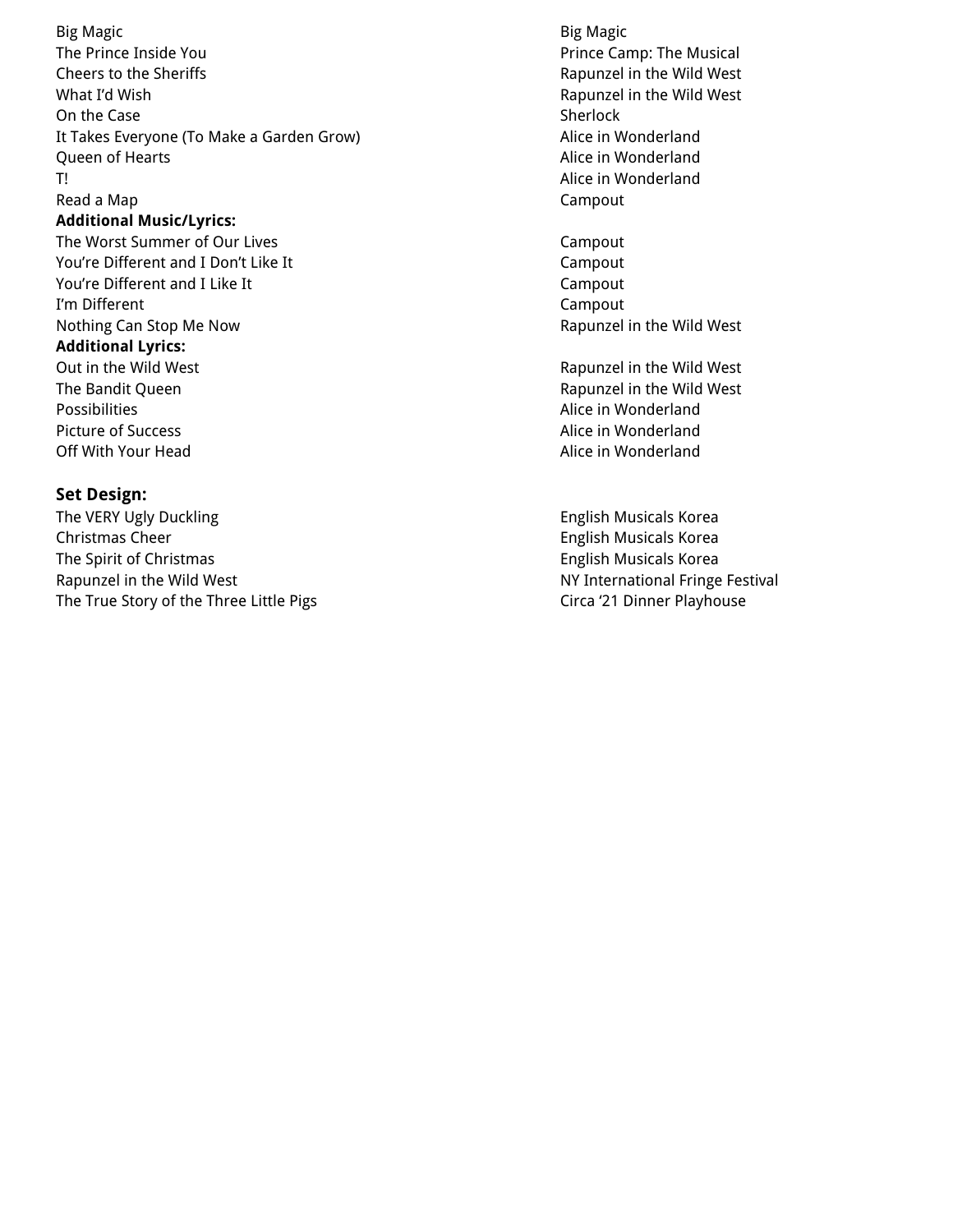| | |
|---|---|
| Big Magic | Big Magic |
| The Prince Inside You | Prince Camp: The Musical |
| Cheers to the Sheriffs | Rapunzel in the Wild West |
| What I'd Wish | Rapunzel in the Wild West |
| On the Case | Sherlock |
| It Takes Everyone (To Make a Garden Grow) | Alice in Wonderland |
| Queen of Hearts | Alice in Wonderland |
| T! | Alice in Wonderland |
| Read a Map | Campout |
| **Additional Music/Lyrics:** | |
| The Worst Summer of Our Lives | Campout |
| You're Different and I Don't Like It | Campout |
| You're Different and I Like It | Campout |
| I'm Different | Campout |
| Nothing Can Stop Me Now | Rapunzel in the Wild West |
| **Additional Lyrics:** | |
| Out in the Wild West | Rapunzel in the Wild West |
| The Bandit Queen | Rapunzel in the Wild West |
| Possibilities | Alice in Wonderland |
| Picture of Success | Alice in Wonderland |
| Off With Your Head | Alice in Wonderland |

### Set Design:

| | |
|---|---|
| The VERY Ugly Duckling | English Musicals Korea |
| Christmas Cheer | English Musicals Korea |
| The Spirit of Christmas | English Musicals Korea |
| Rapunzel in the Wild West | NY International Fringe Festival |
| The True Story of the Three Little Pigs | Circa '21 Dinner Playhouse |